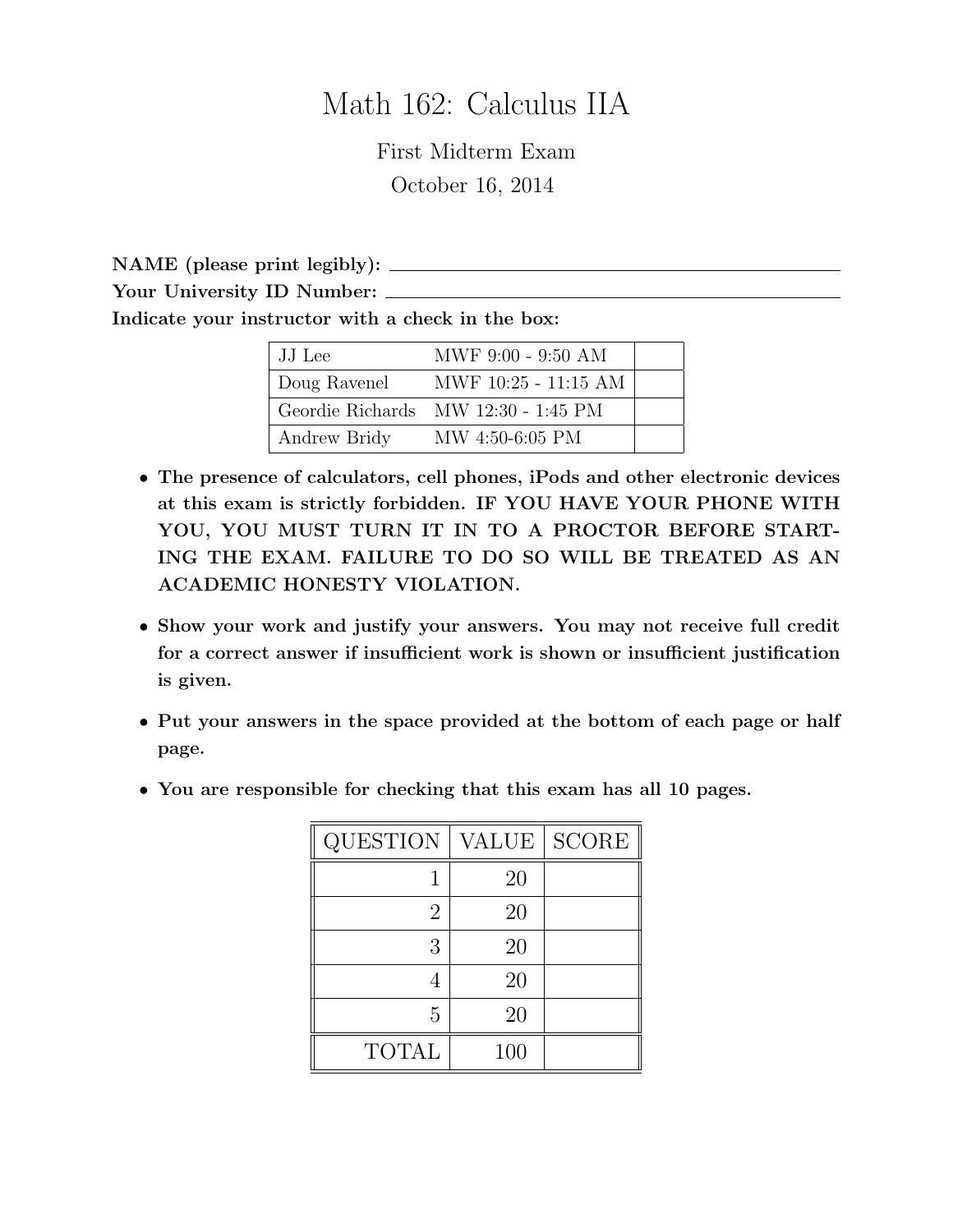# Math 162: Calculus IIA

First Midterm Exam

October 16, 2014

**NAME (please print legibly):** ______________________________

**Your University ID Number:** ______________________________

**Indicate your instructor with a check in the box:**

| | | |
|---|---|---|
| JJ Lee | MWF 9:00 - 9:50 AM | |
| Doug Ravenel | MWF 10:25 - 11:15 AM | |
| Geordie Richards | MW 12:30 - 1:45 PM | |
| Andrew Bridy | MW 4:50-6:05 PM | |

- **The presence of calculators, cell phones, iPods and other electronic devices at this exam is strictly forbidden. IF YOU HAVE YOUR PHONE WITH YOU, YOU MUST TURN IT IN TO A PROCTOR BEFORE STARTING THE EXAM. FAILURE TO DO SO WILL BE TREATED AS AN ACADEMIC HONESTY VIOLATION.**
- **Show your work and justify your answers. You may not receive full credit for a correct answer if insufficient work is shown or insufficient justification is given.**
- **Put your answers in the space provided at the bottom of each page or half page.**
- **You are responsible for checking that this exam has all 10 pages.**

| QUESTION | VALUE | SCORE |
|---|---|---|
| 1 | 20 | |
| 2 | 20 | |
| 3 | 20 | |
| 4 | 20 | |
| 5 | 20 | |
| TOTAL | 100 | |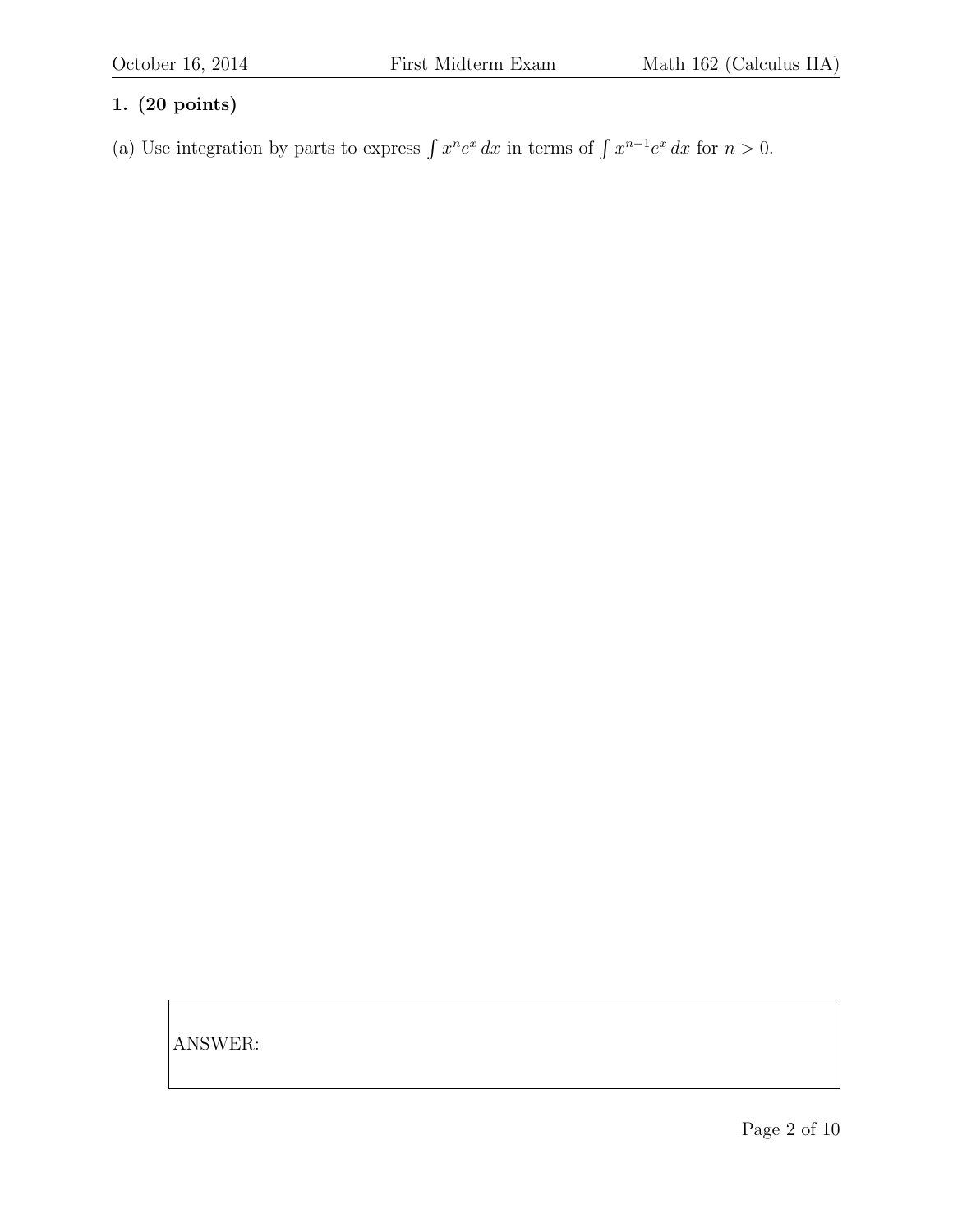**1. (20 points)**

(a) Use integration by parts to express $\int x^n e^x \, dx$ in terms of $\int x^{n-1} e^x \, dx$ for $n > 0$.

ANSWER: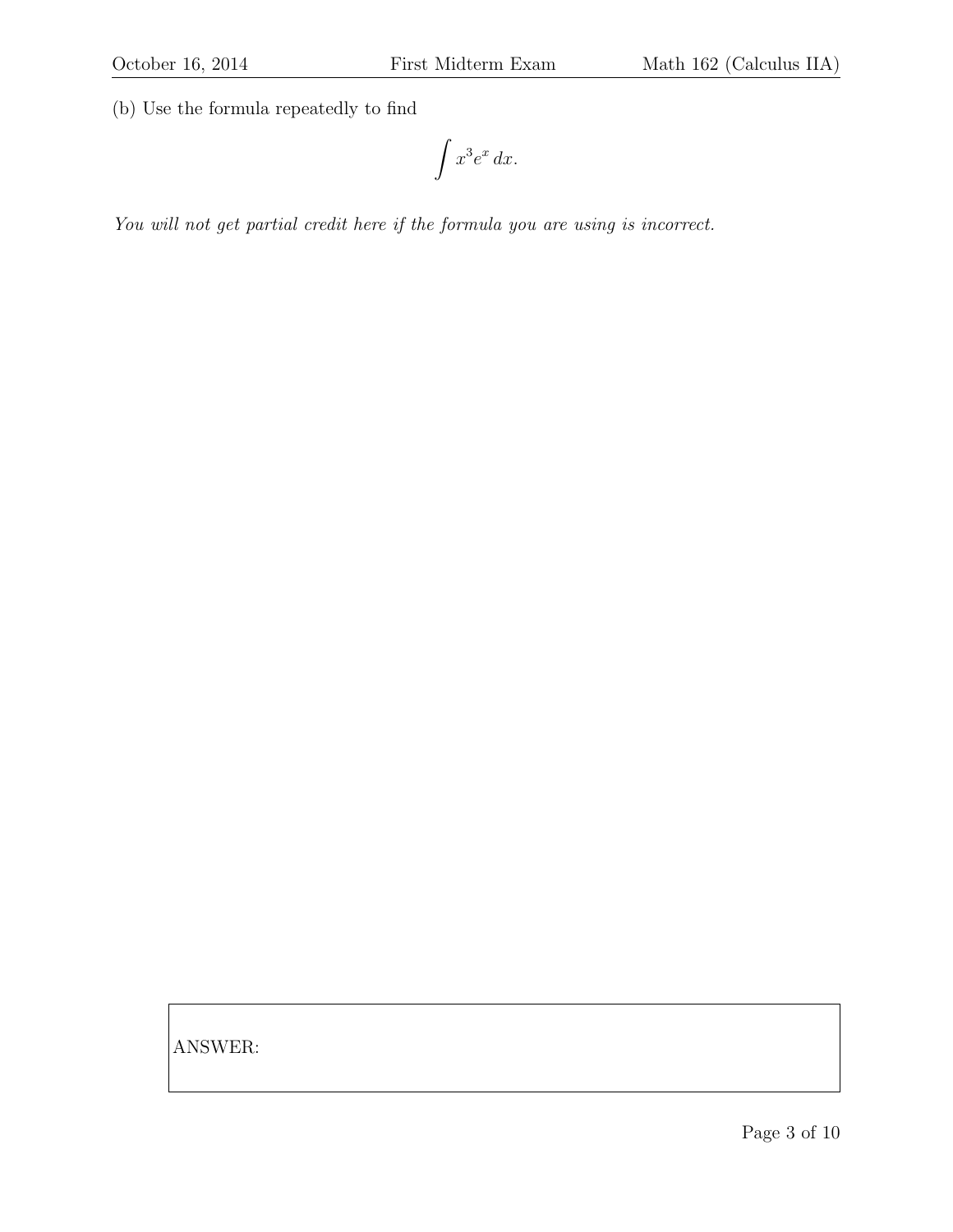(b) Use the formula repeatedly to find

$$\int x^3 e^x \, dx.$$

*You will not get partial credit here if the formula you are using is incorrect.*

ANSWER: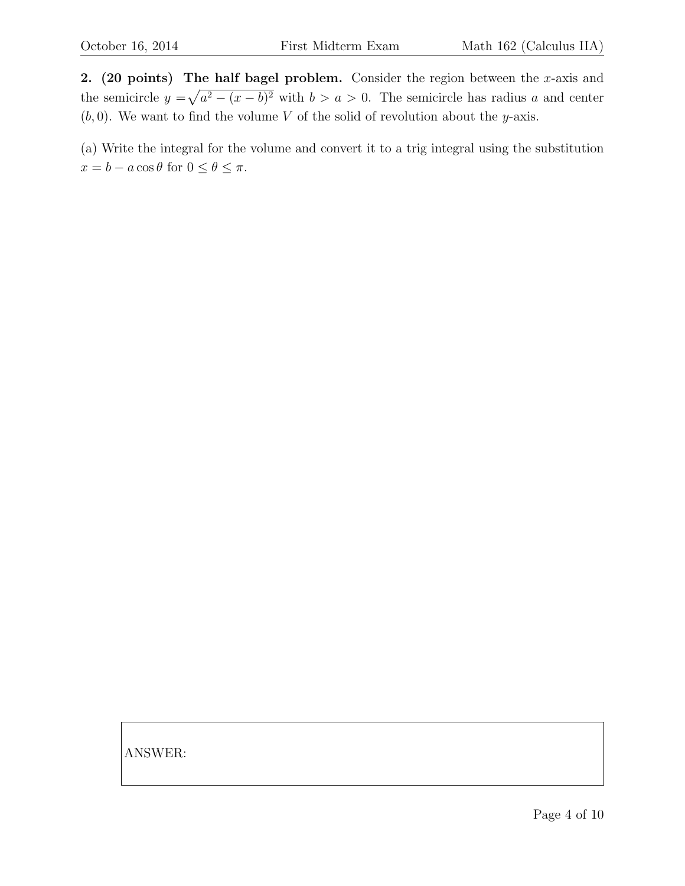**2. (20 points) The half bagel problem.** Consider the region between the $x$-axis and the semicircle $y = \sqrt{a^2 - (x-b)^2}$ with $b > a > 0$. The semicircle has radius $a$ and center $(b, 0)$. We want to find the volume $V$ of the solid of revolution about the $y$-axis.

(a) Write the integral for the volume and convert it to a trig integral using the substitution $x = b - a\cos\theta$ for $0 \leq \theta \leq \pi$.

ANSWER: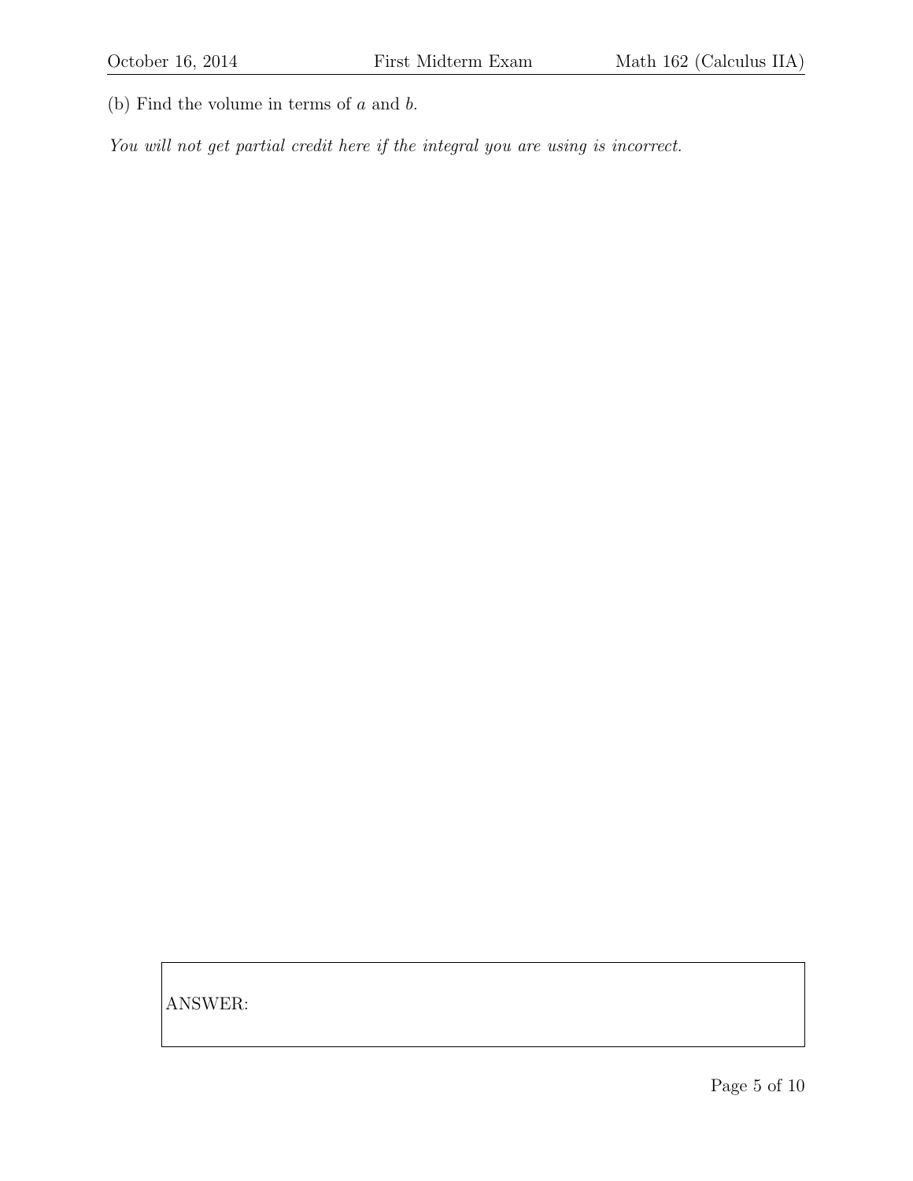(b) Find the volume in terms of $a$ and $b$.

*You will not get partial credit here if the integral you are using is incorrect.*

ANSWER: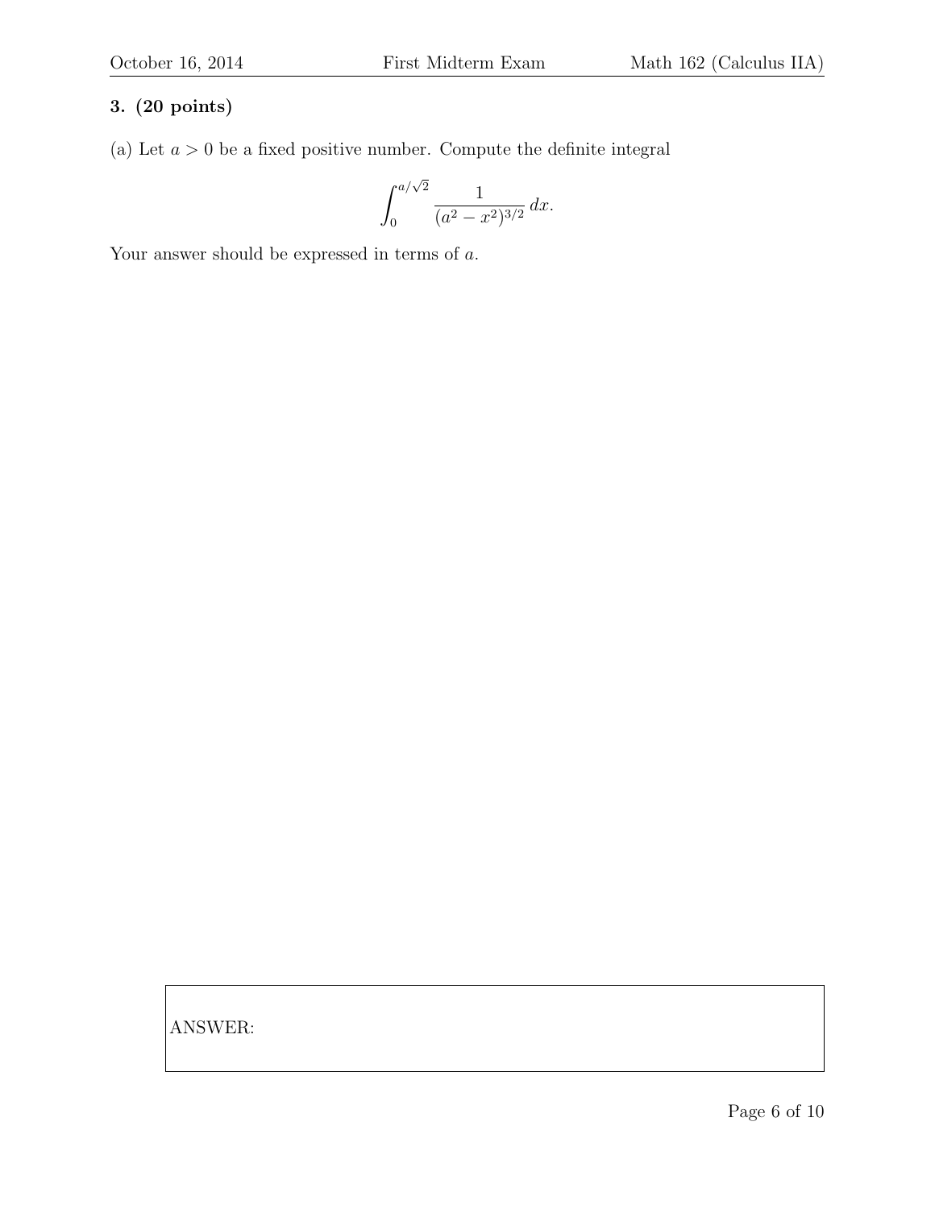**3. (20 points)**

(a) Let $a > 0$ be a fixed positive number. Compute the definite integral

$$\int_0^{a/\sqrt{2}} \frac{1}{(a^2 - x^2)^{3/2}} \, dx.$$

Your answer should be expressed in terms of $a$.

ANSWER: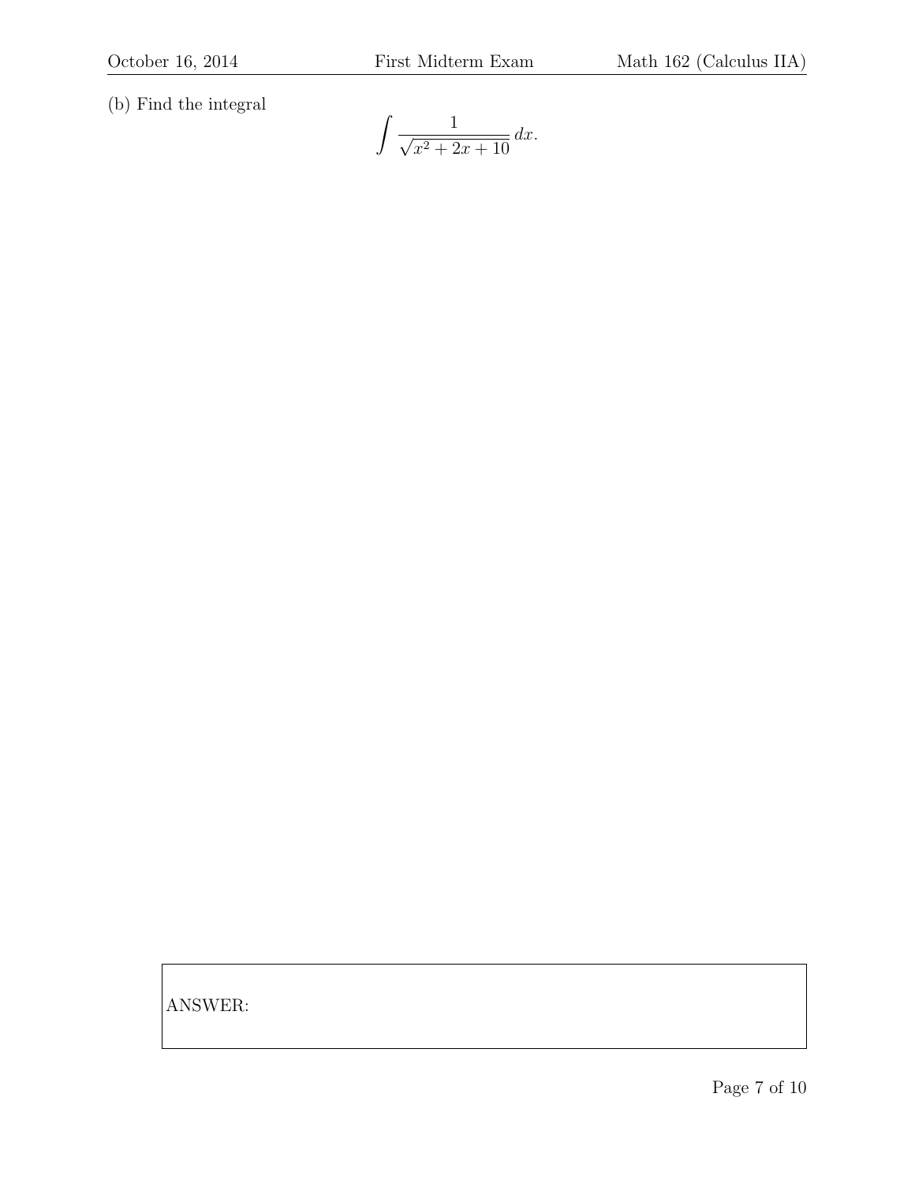(b) Find the integral

$$\int \frac{1}{\sqrt{x^2 + 2x + 10}} \, dx.$$

ANSWER: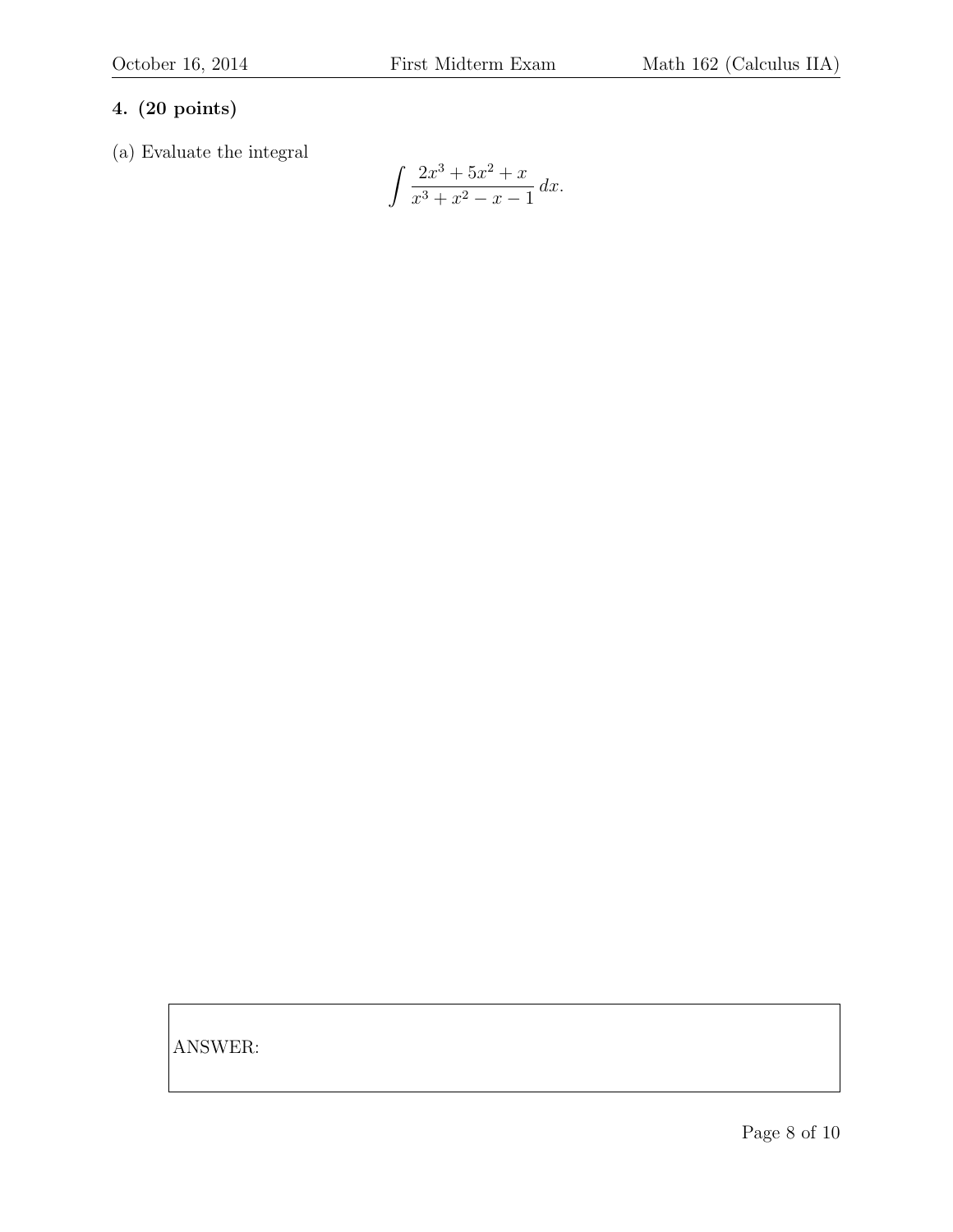**4. (20 points)**

(a) Evaluate the integral

$$\int \frac{2x^3 + 5x^2 + x}{x^3 + x^2 - x - 1}\, dx.$$

ANSWER: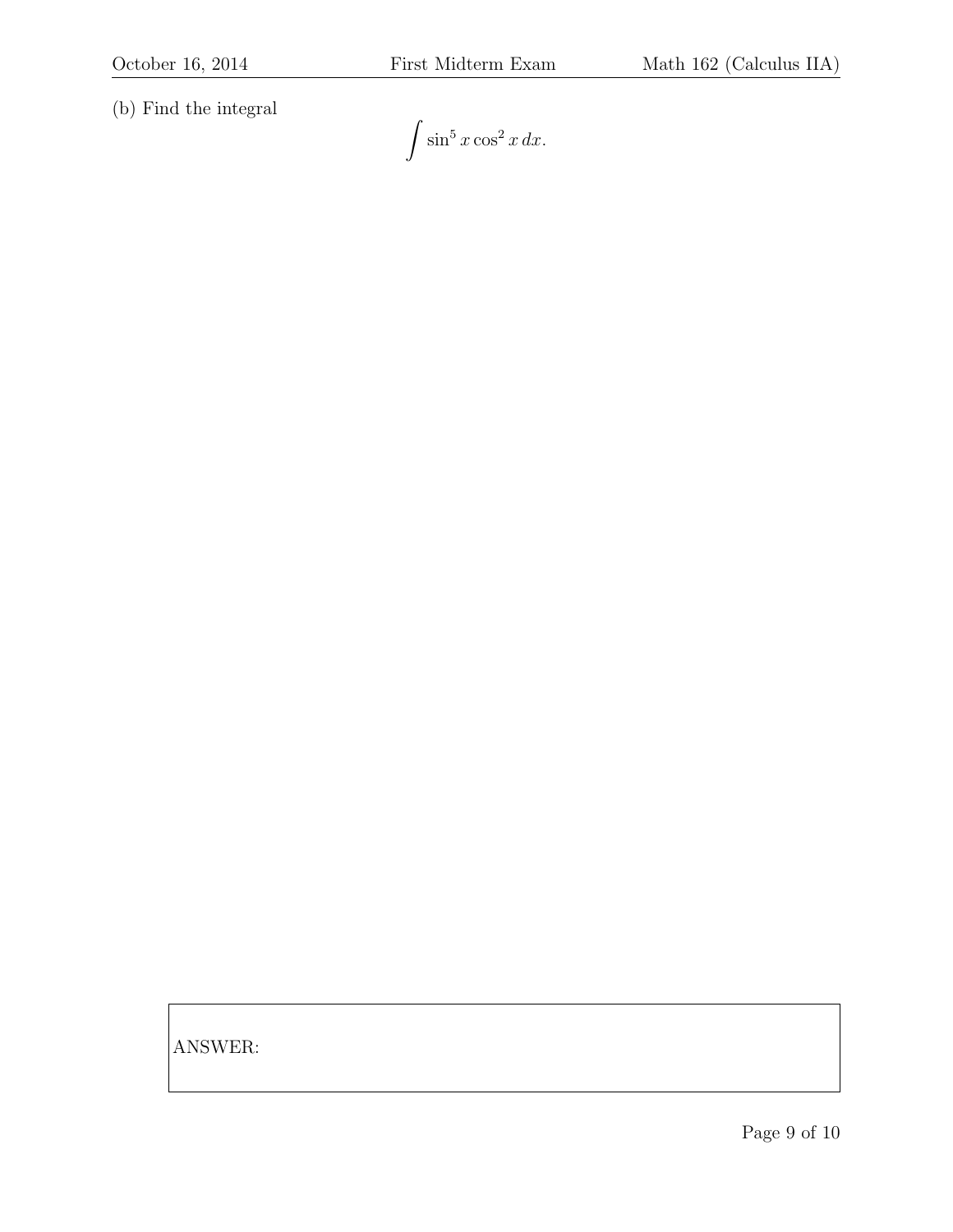(b) Find the integral

$$\int \sin^5 x \cos^2 x \, dx.$$

ANSWER: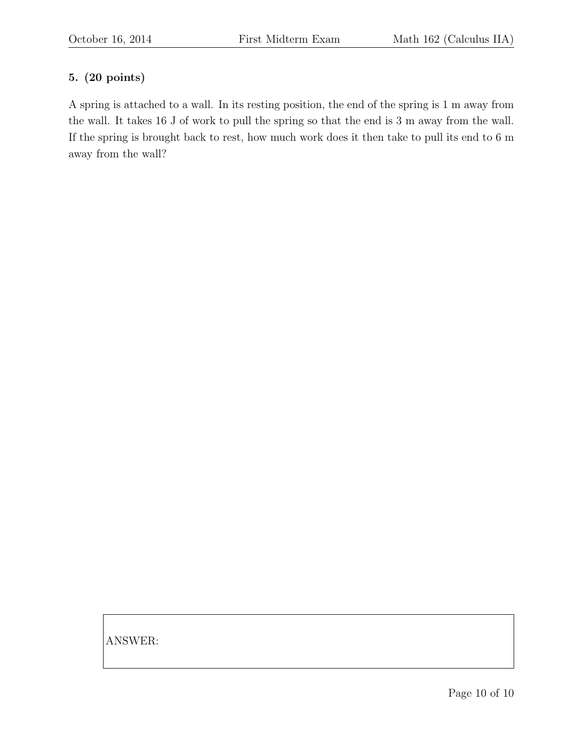**5. (20 points)**

A spring is attached to a wall. In its resting position, the end of the spring is 1 m away from the wall. It takes 16 J of work to pull the spring so that the end is 3 m away from the wall. If the spring is brought back to rest, how much work does it then take to pull its end to 6 m away from the wall?

ANSWER: